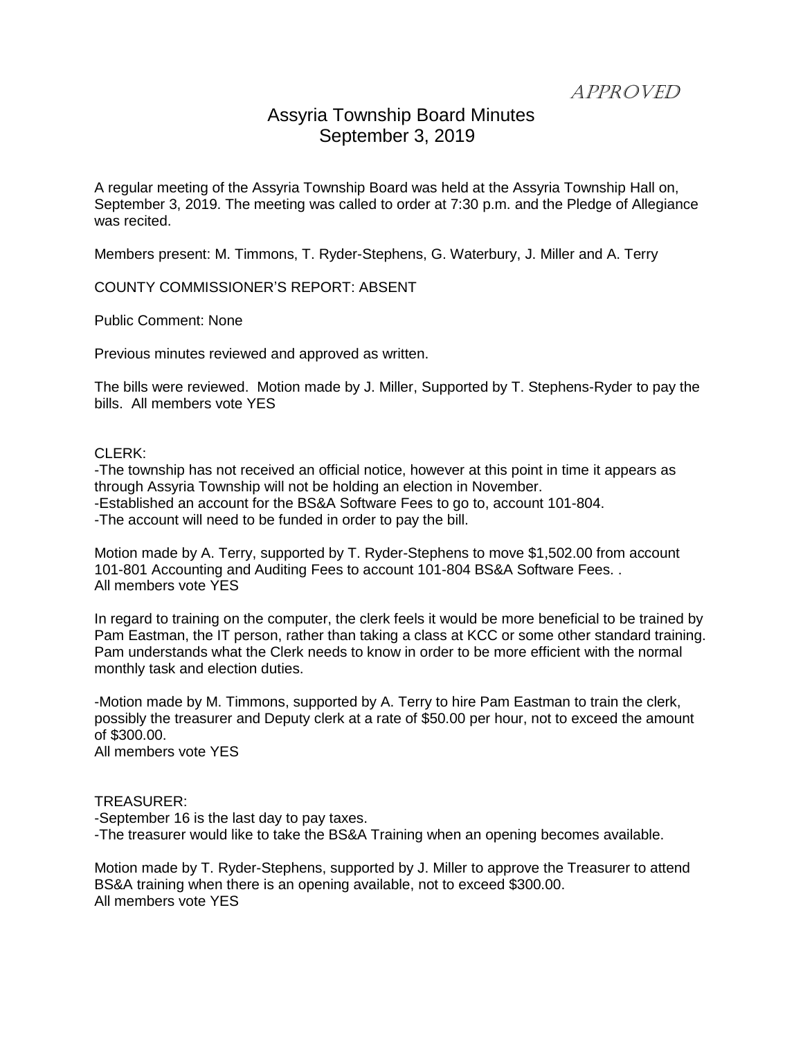*APPROVED*

# Assyria Township Board Minutes
## September 3, 2019

A regular meeting of the Assyria Township Board was held at the Assyria Township Hall on, September 3, 2019. The meeting was called to order at 7:30 p.m. and the Pledge of Allegiance was recited.

Members present: M. Timmons, T. Ryder-Stephens, G. Waterbury, J. Miller and A. Terry

COUNTY COMMISSIONER'S REPORT: ABSENT

Public Comment: None

Previous minutes reviewed and approved as written.

The bills were reviewed. Motion made by J. Miller, Supported by T. Stephens-Ryder to pay the bills. All members vote YES

CLERK:
-The township has not received an official notice, however at this point in time it appears as through Assyria Township will not be holding an election in November.
-Established an account for the BS&A Software Fees to go to, account 101-804.
-The account will need to be funded in order to pay the bill.

Motion made by A. Terry, supported by T. Ryder-Stephens to move $1,502.00 from account 101-801 Accounting and Auditing Fees to account 101-804 BS&A Software Fees. .
All members vote YES

In regard to training on the computer, the clerk feels it would be more beneficial to be trained by Pam Eastman, the IT person, rather than taking a class at KCC or some other standard training. Pam understands what the Clerk needs to know in order to be more efficient with the normal monthly task and election duties.

-Motion made by M. Timmons, supported by A. Terry to hire Pam Eastman to train the clerk, possibly the treasurer and Deputy clerk at a rate of $50.00 per hour, not to exceed the amount of $300.00.
All members vote YES

TREASURER:
-September 16 is the last day to pay taxes.
-The treasurer would like to take the BS&A Training when an opening becomes available.

Motion made by T. Ryder-Stephens, supported by J. Miller to approve the Treasurer to attend BS&A training when there is an opening available, not to exceed $300.00.
All members vote YES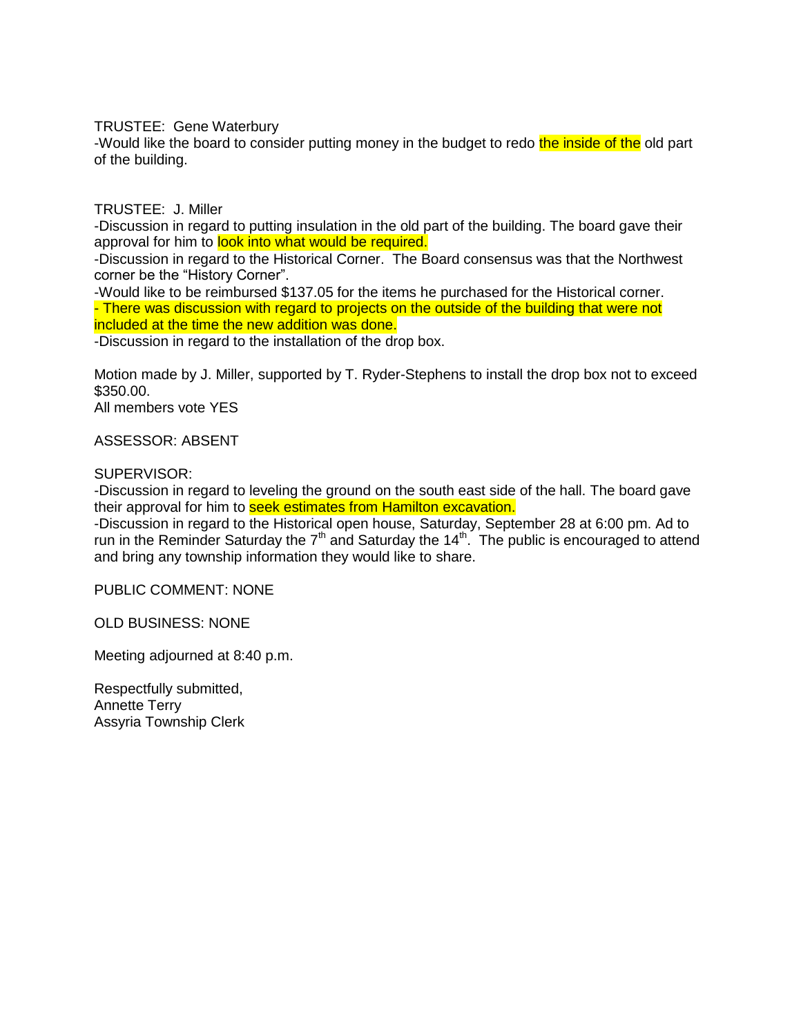TRUSTEE: Gene Waterbury
-Would like the board to consider putting money in the budget to redo the inside of the old part of the building.

TRUSTEE: J. Miller
-Discussion in regard to putting insulation in the old part of the building. The board gave their approval for him to look into what would be required.
-Discussion in regard to the Historical Corner. The Board consensus was that the Northwest corner be the "History Corner".
-Would like to be reimbursed $137.05 for the items he purchased for the Historical corner.
- There was discussion with regard to projects on the outside of the building that were not included at the time the new addition was done.
-Discussion in regard to the installation of the drop box.

Motion made by J. Miller, supported by T. Ryder-Stephens to install the drop box not to exceed $350.00.
All members vote YES

ASSESSOR: ABSENT

SUPERVISOR:
-Discussion in regard to leveling the ground on the south east side of the hall. The board gave their approval for him to seek estimates from Hamilton excavation.
-Discussion in regard to the Historical open house, Saturday, September 28 at 6:00 pm. Ad to run in the Reminder Saturday the 7th and Saturday the 14th. The public is encouraged to attend and bring any township information they would like to share.

PUBLIC COMMENT: NONE

OLD BUSINESS: NONE

Meeting adjourned at 8:40 p.m.

Respectfully submitted,
Annette Terry
Assyria Township Clerk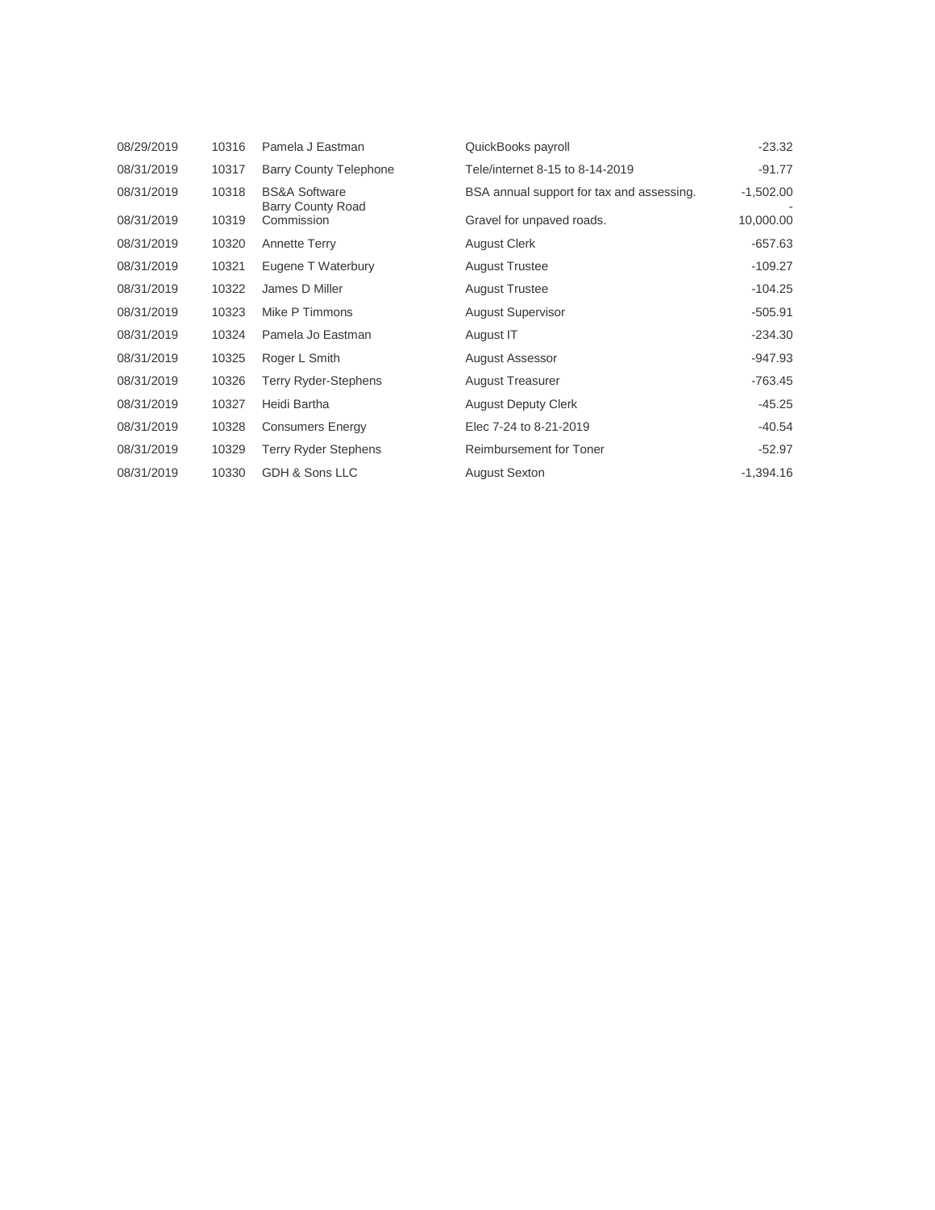| | | | | |
|---|---|---|---|---|
| 08/29/2019 | 10316 | Pamela J Eastman | QuickBooks payroll | -23.32 |
| 08/31/2019 | 10317 | Barry County Telephone | Tele/internet 8-15 to 8-14-2019 | -91.77 |
| 08/31/2019 | 10318 | BS&A Software | BSA annual support for tax and assessing. | -1,502.00 |
| 08/31/2019 | 10319 | Barry County Road Commission | Gravel for unpaved roads. | -10,000.00 |
| 08/31/2019 | 10320 | Annette Terry | August Clerk | -657.63 |
| 08/31/2019 | 10321 | Eugene T Waterbury | August Trustee | -109.27 |
| 08/31/2019 | 10322 | James D Miller | August Trustee | -104.25 |
| 08/31/2019 | 10323 | Mike P Timmons | August Supervisor | -505.91 |
| 08/31/2019 | 10324 | Pamela Jo Eastman | August IT | -234.30 |
| 08/31/2019 | 10325 | Roger L Smith | August Assessor | -947.93 |
| 08/31/2019 | 10326 | Terry Ryder-Stephens | August Treasurer | -763.45 |
| 08/31/2019 | 10327 | Heidi Bartha | August Deputy Clerk | -45.25 |
| 08/31/2019 | 10328 | Consumers Energy | Elec 7-24 to 8-21-2019 | -40.54 |
| 08/31/2019 | 10329 | Terry Ryder Stephens | Reimbursement for Toner | -52.97 |
| 08/31/2019 | 10330 | GDH & Sons LLC | August Sexton | -1,394.16 |